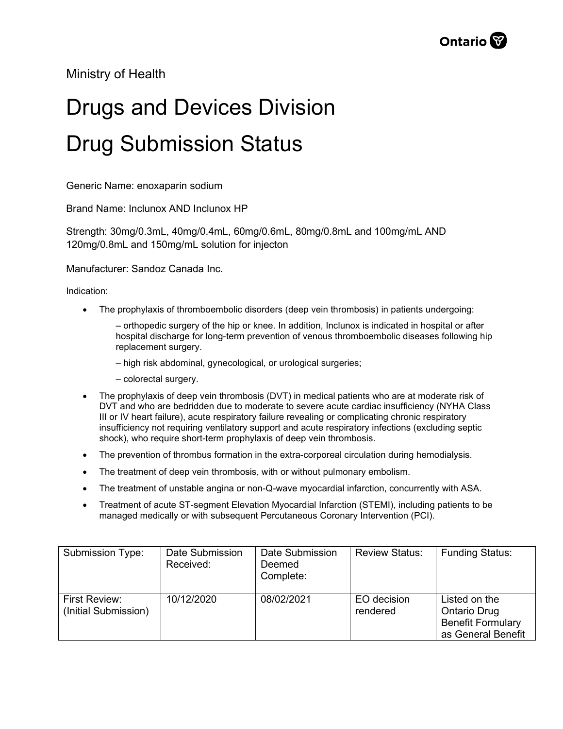Ministry of Health

# Drugs and Devices Division

# Drug Submission Status

Generic Name: enoxaparin sodium

Brand Name: Inclunox AND Inclunox HP

Strength: 30mg/0.3mL, 40mg/0.4mL, 60mg/0.6mL, 80mg/0.8mL and 100mg/mL AND 120mg/0.8mL and 150mg/mL solution for injecton

Manufacturer: Sandoz Canada Inc.

Indication:

- The prophylaxis of thromboembolic disorders (deep vein thrombosis) in patients undergoing:
  - – orthopedic surgery of the hip or knee. In addition, Inclunox is indicated in hospital or after hospital discharge for long-term prevention of venous thromboembolic diseases following hip replacement surgery.
  - – high risk abdominal, gynecological, or urological surgeries;
  - – colorectal surgery.
- The prophylaxis of deep vein thrombosis (DVT) in medical patients who are at moderate risk of DVT and who are bedridden due to moderate to severe acute cardiac insufficiency (NYHA Class III or IV heart failure), acute respiratory failure revealing or complicating chronic respiratory insufficiency not requiring ventilatory support and acute respiratory infections (excluding septic shock), who require short-term prophylaxis of deep vein thrombosis.
- The prevention of thrombus formation in the extra-corporeal circulation during hemodialysis.
- The treatment of deep vein thrombosis, with or without pulmonary embolism.
- The treatment of unstable angina or non-Q-wave myocardial infarction, concurrently with ASA.
- Treatment of acute ST-segment Elevation Myocardial Infarction (STEMI), including patients to be managed medically or with subsequent Percutaneous Coronary Intervention (PCI).

| Submission Type: | Date Submission Received: | Date Submission Deemed Complete: | Review Status: | Funding Status: |
|---|---|---|---|---|
| First Review: (Initial Submission) | 10/12/2020 | 08/02/2021 | EO decision rendered | Listed on the Ontario Drug Benefit Formulary as General Benefit |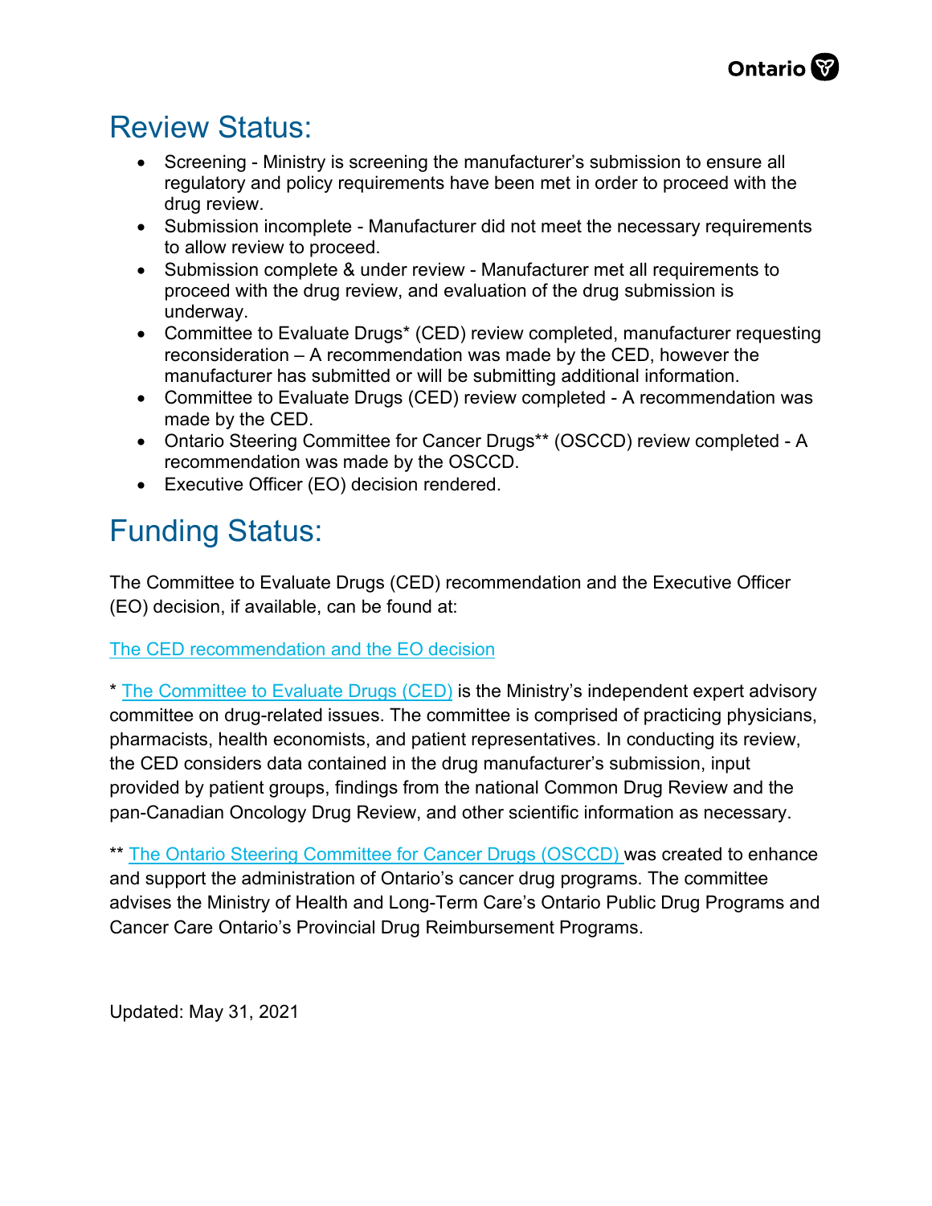# Review Status:

- Screening - Ministry is screening the manufacturer's submission to ensure all regulatory and policy requirements have been met in order to proceed with the drug review.
- Submission incomplete - Manufacturer did not meet the necessary requirements to allow review to proceed.
- Submission complete & under review - Manufacturer met all requirements to proceed with the drug review, and evaluation of the drug submission is underway.
- Committee to Evaluate Drugs* (CED) review completed, manufacturer requesting reconsideration – A recommendation was made by the CED, however the manufacturer has submitted or will be submitting additional information.
- Committee to Evaluate Drugs (CED) review completed - A recommendation was made by the CED.
- Ontario Steering Committee for Cancer Drugs** (OSCCD) review completed - A recommendation was made by the OSCCD.
- Executive Officer (EO) decision rendered.

# Funding Status:

The Committee to Evaluate Drugs (CED) recommendation and the Executive Officer (EO) decision, if available, can be found at:

The CED recommendation and the EO decision

* The Committee to Evaluate Drugs (CED) is the Ministry's independent expert advisory committee on drug-related issues. The committee is comprised of practicing physicians, pharmacists, health economists, and patient representatives. In conducting its review, the CED considers data contained in the drug manufacturer's submission, input provided by patient groups, findings from the national Common Drug Review and the pan-Canadian Oncology Drug Review, and other scientific information as necessary.

** The Ontario Steering Committee for Cancer Drugs (OSCCD) was created to enhance and support the administration of Ontario's cancer drug programs. The committee advises the Ministry of Health and Long-Term Care's Ontario Public Drug Programs and Cancer Care Ontario's Provincial Drug Reimbursement Programs.

Updated: May 31, 2021